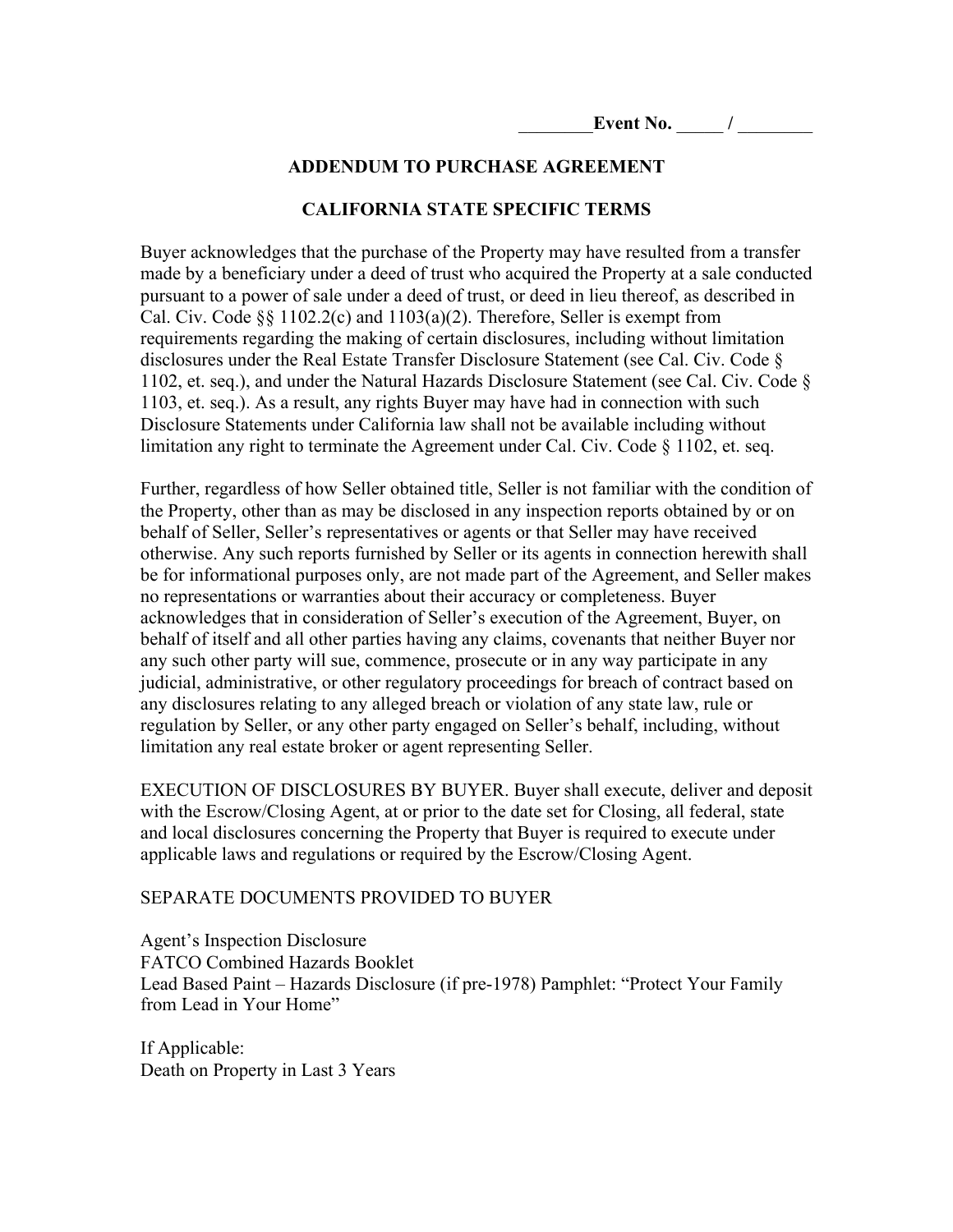________**Event No.** _____ / ________

## ADDENDUM TO PURCHASE AGREEMENT

## CALIFORNIA STATE SPECIFIC TERMS

Buyer acknowledges that the purchase of the Property may have resulted from a transfer made by a beneficiary under a deed of trust who acquired the Property at a sale conducted pursuant to a power of sale under a deed of trust, or deed in lieu thereof, as described in Cal. Civ. Code §§ 1102.2(c) and 1103(a)(2). Therefore, Seller is exempt from requirements regarding the making of certain disclosures, including without limitation disclosures under the Real Estate Transfer Disclosure Statement (see Cal. Civ. Code § 1102, et. seq.), and under the Natural Hazards Disclosure Statement (see Cal. Civ. Code § 1103, et. seq.). As a result, any rights Buyer may have had in connection with such Disclosure Statements under California law shall not be available including without limitation any right to terminate the Agreement under Cal. Civ. Code § 1102, et. seq.

Further, regardless of how Seller obtained title, Seller is not familiar with the condition of the Property, other than as may be disclosed in any inspection reports obtained by or on behalf of Seller, Seller's representatives or agents or that Seller may have received otherwise. Any such reports furnished by Seller or its agents in connection herewith shall be for informational purposes only, are not made part of the Agreement, and Seller makes no representations or warranties about their accuracy or completeness. Buyer acknowledges that in consideration of Seller's execution of the Agreement, Buyer, on behalf of itself and all other parties having any claims, covenants that neither Buyer nor any such other party will sue, commence, prosecute or in any way participate in any judicial, administrative, or other regulatory proceedings for breach of contract based on any disclosures relating to any alleged breach or violation of any state law, rule or regulation by Seller, or any other party engaged on Seller's behalf, including, without limitation any real estate broker or agent representing Seller.

EXECUTION OF DISCLOSURES BY BUYER. Buyer shall execute, deliver and deposit with the Escrow/Closing Agent, at or prior to the date set for Closing, all federal, state and local disclosures concerning the Property that Buyer is required to execute under applicable laws and regulations or required by the Escrow/Closing Agent.

SEPARATE DOCUMENTS PROVIDED TO BUYER

Agent's Inspection Disclosure
FATCO Combined Hazards Booklet
Lead Based Paint – Hazards Disclosure (if pre-1978) Pamphlet: "Protect Your Family from Lead in Your Home"

If Applicable:
Death on Property in Last 3 Years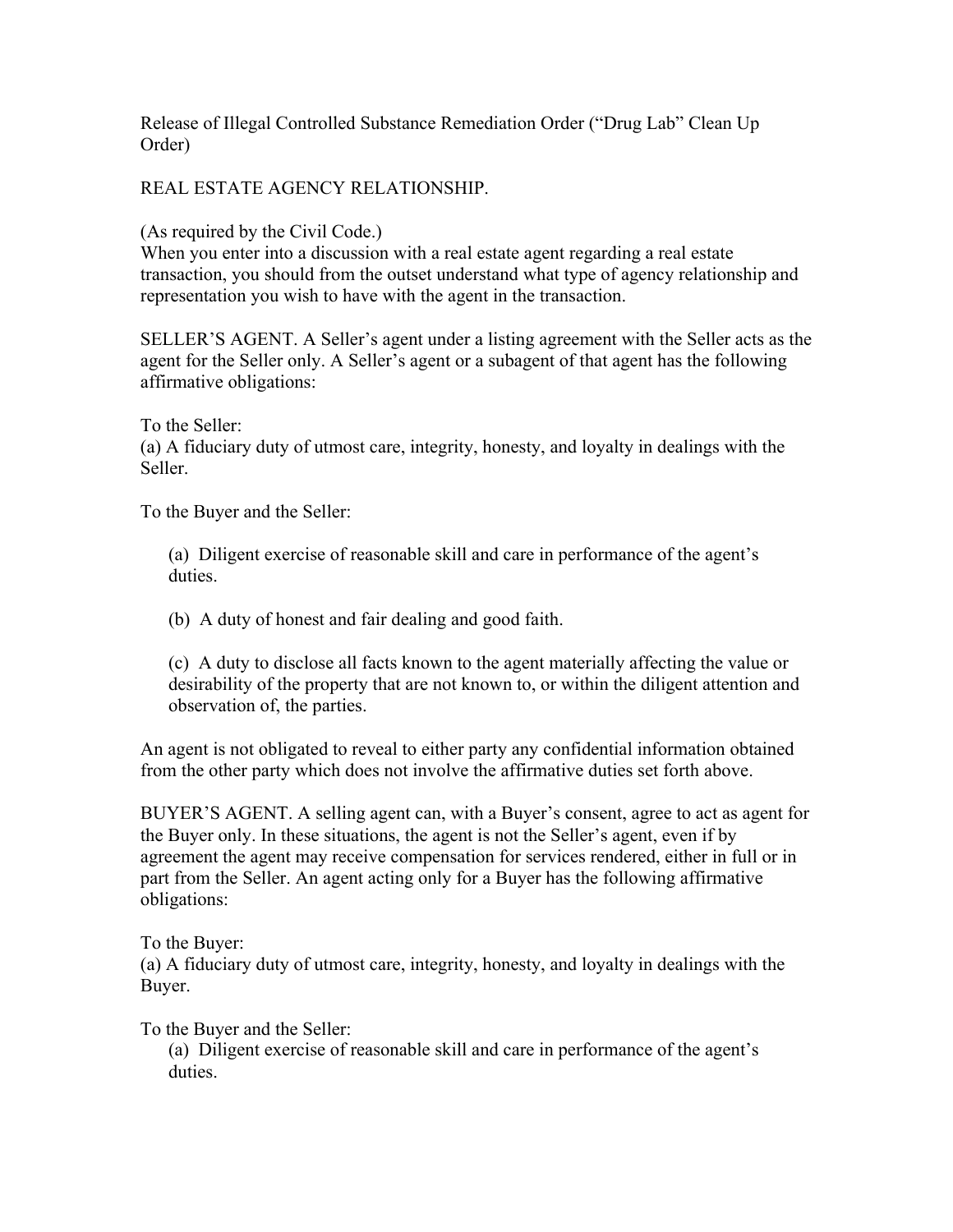Release of Illegal Controlled Substance Remediation Order ("Drug Lab" Clean Up Order)

REAL ESTATE AGENCY RELATIONSHIP.

(As required by the Civil Code.)
When you enter into a discussion with a real estate agent regarding a real estate transaction, you should from the outset understand what type of agency relationship and representation you wish to have with the agent in the transaction.

SELLER'S AGENT. A Seller's agent under a listing agreement with the Seller acts as the agent for the Seller only. A Seller's agent or a subagent of that agent has the following affirmative obligations:

To the Seller:
(a) A fiduciary duty of utmost care, integrity, honesty, and loyalty in dealings with the Seller.

To the Buyer and the Seller:

(a) Diligent exercise of reasonable skill and care in performance of the agent's duties.

(b) A duty of honest and fair dealing and good faith.

(c) A duty to disclose all facts known to the agent materially affecting the value or desirability of the property that are not known to, or within the diligent attention and observation of, the parties.

An agent is not obligated to reveal to either party any confidential information obtained from the other party which does not involve the affirmative duties set forth above.

BUYER'S AGENT. A selling agent can, with a Buyer's consent, agree to act as agent for the Buyer only. In these situations, the agent is not the Seller's agent, even if by agreement the agent may receive compensation for services rendered, either in full or in part from the Seller. An agent acting only for a Buyer has the following affirmative obligations:

To the Buyer:
(a) A fiduciary duty of utmost care, integrity, honesty, and loyalty in dealings with the Buyer.

To the Buyer and the Seller:

(a) Diligent exercise of reasonable skill and care in performance of the agent's duties.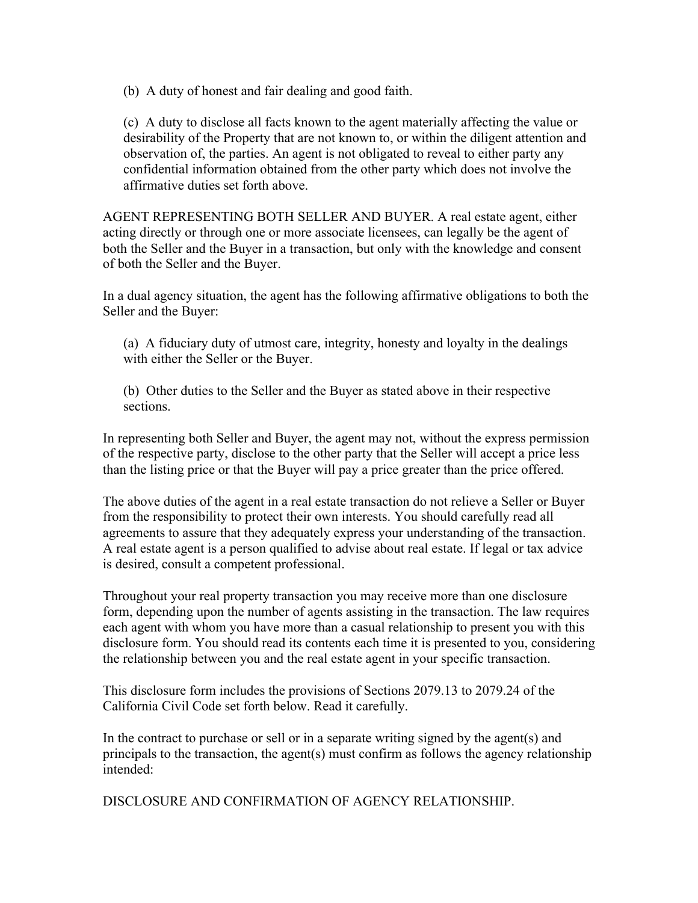(b) A duty of honest and fair dealing and good faith.

(c) A duty to disclose all facts known to the agent materially affecting the value or desirability of the Property that are not known to, or within the diligent attention and observation of, the parties. An agent is not obligated to reveal to either party any confidential information obtained from the other party which does not involve the affirmative duties set forth above.

AGENT REPRESENTING BOTH SELLER AND BUYER. A real estate agent, either acting directly or through one or more associate licensees, can legally be the agent of both the Seller and the Buyer in a transaction, but only with the knowledge and consent of both the Seller and the Buyer.

In a dual agency situation, the agent has the following affirmative obligations to both the Seller and the Buyer:

(a) A fiduciary duty of utmost care, integrity, honesty and loyalty in the dealings with either the Seller or the Buyer.

(b) Other duties to the Seller and the Buyer as stated above in their respective sections.

In representing both Seller and Buyer, the agent may not, without the express permission of the respective party, disclose to the other party that the Seller will accept a price less than the listing price or that the Buyer will pay a price greater than the price offered.

The above duties of the agent in a real estate transaction do not relieve a Seller or Buyer from the responsibility to protect their own interests. You should carefully read all agreements to assure that they adequately express your understanding of the transaction. A real estate agent is a person qualified to advise about real estate. If legal or tax advice is desired, consult a competent professional.

Throughout your real property transaction you may receive more than one disclosure form, depending upon the number of agents assisting in the transaction. The law requires each agent with whom you have more than a casual relationship to present you with this disclosure form. You should read its contents each time it is presented to you, considering the relationship between you and the real estate agent in your specific transaction.

This disclosure form includes the provisions of Sections 2079.13 to 2079.24 of the California Civil Code set forth below. Read it carefully.

In the contract to purchase or sell or in a separate writing signed by the agent(s) and principals to the transaction, the agent(s) must confirm as follows the agency relationship intended:

DISCLOSURE AND CONFIRMATION OF AGENCY RELATIONSHIP.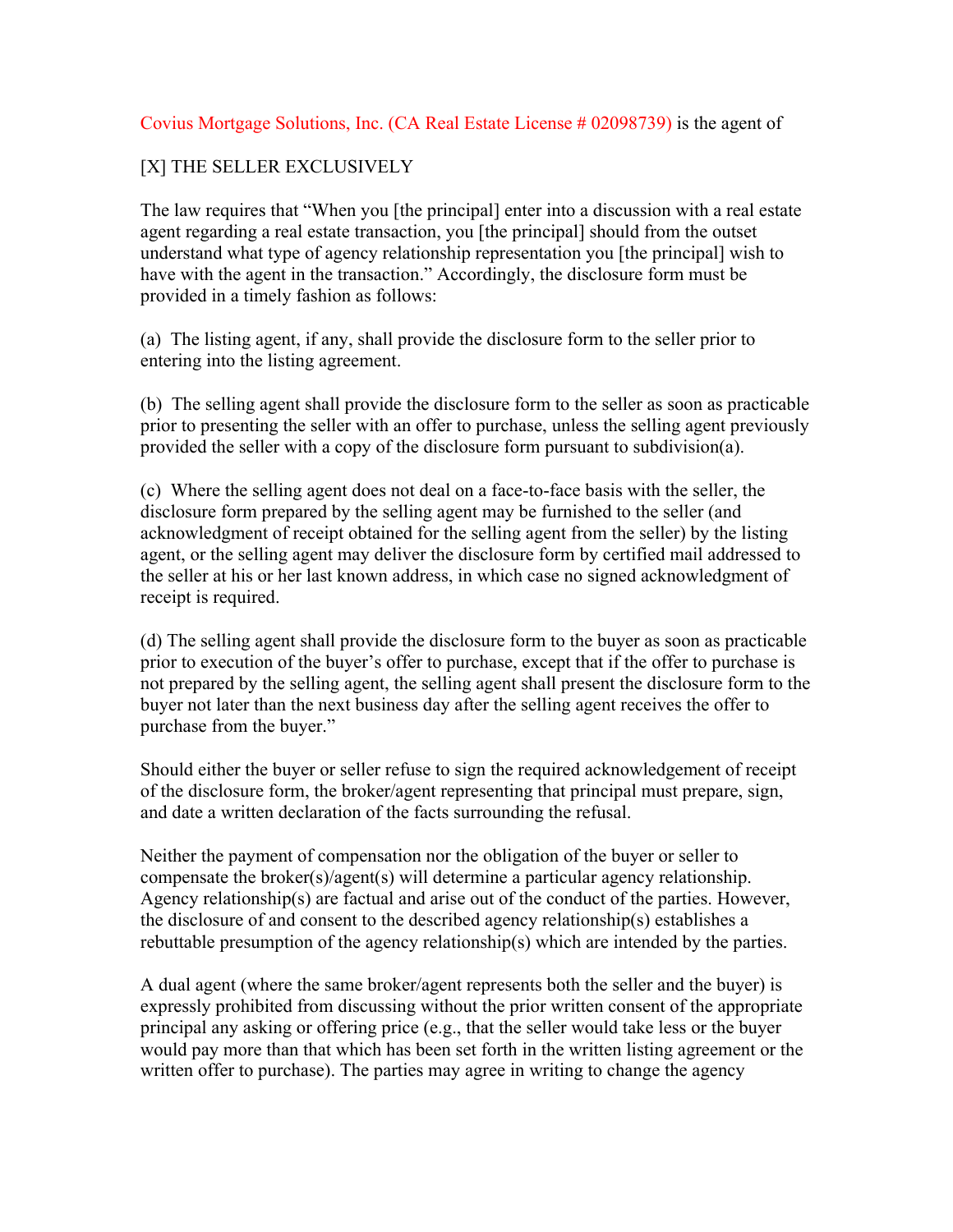Covius Mortgage Solutions, Inc. (CA Real Estate License # 02098739) is the agent of

[X] THE SELLER EXCLUSIVELY

The law requires that "When you [the principal] enter into a discussion with a real estate agent regarding a real estate transaction, you [the principal] should from the outset understand what type of agency relationship representation you [the principal] wish to have with the agent in the transaction." Accordingly, the disclosure form must be provided in a timely fashion as follows:

(a) The listing agent, if any, shall provide the disclosure form to the seller prior to entering into the listing agreement.

(b) The selling agent shall provide the disclosure form to the seller as soon as practicable prior to presenting the seller with an offer to purchase, unless the selling agent previously provided the seller with a copy of the disclosure form pursuant to subdivision(a).

(c) Where the selling agent does not deal on a face-to-face basis with the seller, the disclosure form prepared by the selling agent may be furnished to the seller (and acknowledgment of receipt obtained for the selling agent from the seller) by the listing agent, or the selling agent may deliver the disclosure form by certified mail addressed to the seller at his or her last known address, in which case no signed acknowledgment of receipt is required.

(d) The selling agent shall provide the disclosure form to the buyer as soon as practicable prior to execution of the buyer's offer to purchase, except that if the offer to purchase is not prepared by the selling agent, the selling agent shall present the disclosure form to the buyer not later than the next business day after the selling agent receives the offer to purchase from the buyer."

Should either the buyer or seller refuse to sign the required acknowledgement of receipt of the disclosure form, the broker/agent representing that principal must prepare, sign, and date a written declaration of the facts surrounding the refusal.

Neither the payment of compensation nor the obligation of the buyer or seller to compensate the broker(s)/agent(s) will determine a particular agency relationship. Agency relationship(s) are factual and arise out of the conduct of the parties. However, the disclosure of and consent to the described agency relationship(s) establishes a rebuttable presumption of the agency relationship(s) which are intended by the parties.

A dual agent (where the same broker/agent represents both the seller and the buyer) is expressly prohibited from discussing without the prior written consent of the appropriate principal any asking or offering price (e.g., that the seller would take less or the buyer would pay more than that which has been set forth in the written listing agreement or the written offer to purchase). The parties may agree in writing to change the agency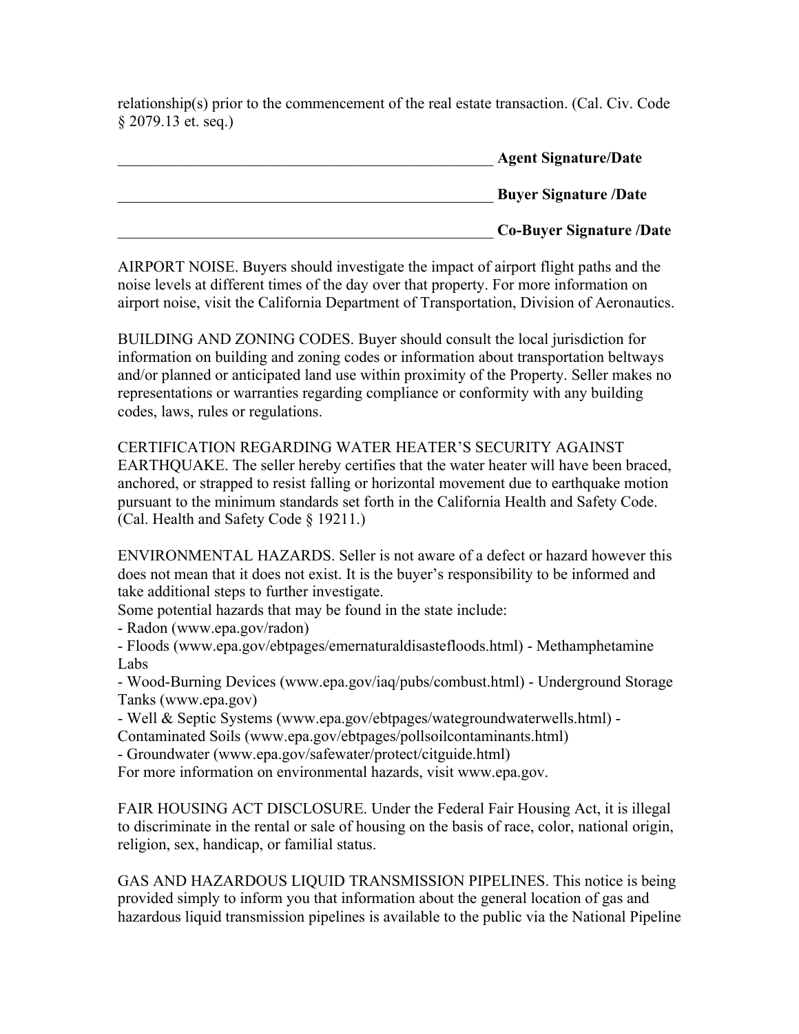relationship(s) prior to the commencement of the real estate transaction. (Cal. Civ. Code § 2079.13 et. seq.)

__________________________________________________ **Agent Signature/Date**

__________________________________________________ **Buyer Signature /Date**

__________________________________________________ **Co-Buyer Signature /Date**

AIRPORT NOISE. Buyers should investigate the impact of airport flight paths and the noise levels at different times of the day over that property. For more information on airport noise, visit the California Department of Transportation, Division of Aeronautics.

BUILDING AND ZONING CODES. Buyer should consult the local jurisdiction for information on building and zoning codes or information about transportation beltways and/or planned or anticipated land use within proximity of the Property. Seller makes no representations or warranties regarding compliance or conformity with any building codes, laws, rules or regulations.

CERTIFICATION REGARDING WATER HEATER'S SECURITY AGAINST EARTHQUAKE. The seller hereby certifies that the water heater will have been braced, anchored, or strapped to resist falling or horizontal movement due to earthquake motion pursuant to the minimum standards set forth in the California Health and Safety Code. (Cal. Health and Safety Code § 19211.)

ENVIRONMENTAL HAZARDS. Seller is not aware of a defect or hazard however this does not mean that it does not exist. It is the buyer's responsibility to be informed and take additional steps to further investigate.
Some potential hazards that may be found in the state include:
- Radon (www.epa.gov/radon)
- Floods (www.epa.gov/ebtpages/emernaturaldisastefloods.html) - Methamphetamine Labs
- Wood-Burning Devices (www.epa.gov/iaq/pubs/combust.html) - Underground Storage Tanks (www.epa.gov)
- Well & Septic Systems (www.epa.gov/ebtpages/wategroundwaterwells.html) - Contaminated Soils (www.epa.gov/ebtpages/pollsoilcontaminants.html)
- Groundwater (www.epa.gov/safewater/protect/citguide.html)

For more information on environmental hazards, visit www.epa.gov.

FAIR HOUSING ACT DISCLOSURE. Under the Federal Fair Housing Act, it is illegal to discriminate in the rental or sale of housing on the basis of race, color, national origin, religion, sex, handicap, or familial status.

GAS AND HAZARDOUS LIQUID TRANSMISSION PIPELINES. This notice is being provided simply to inform you that information about the general location of gas and hazardous liquid transmission pipelines is available to the public via the National Pipeline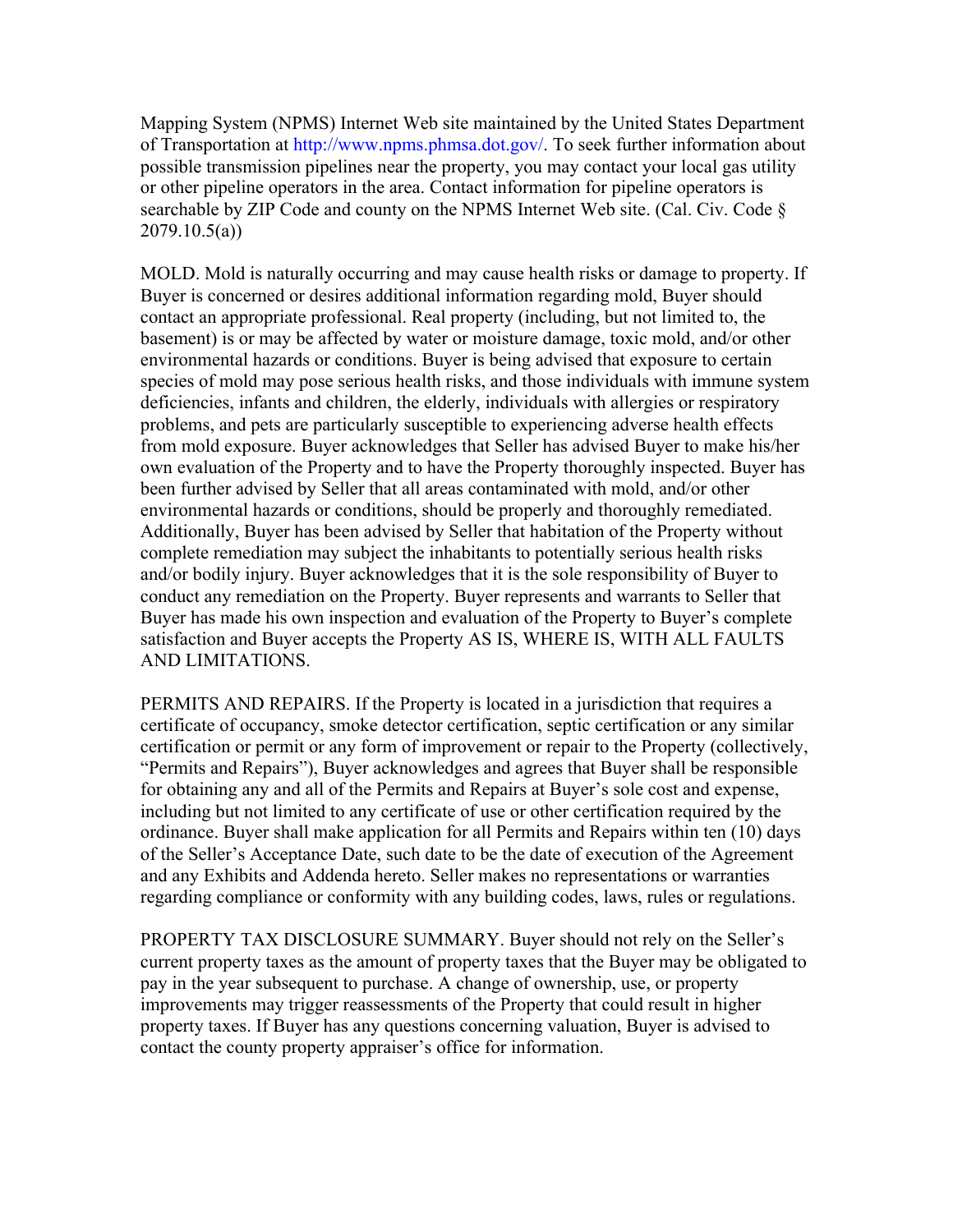Mapping System (NPMS) Internet Web site maintained by the United States Department of Transportation at http://www.npms.phmsa.dot.gov/. To seek further information about possible transmission pipelines near the property, you may contact your local gas utility or other pipeline operators in the area. Contact information for pipeline operators is searchable by ZIP Code and county on the NPMS Internet Web site. (Cal. Civ. Code § 2079.10.5(a))

MOLD. Mold is naturally occurring and may cause health risks or damage to property. If Buyer is concerned or desires additional information regarding mold, Buyer should contact an appropriate professional. Real property (including, but not limited to, the basement) is or may be affected by water or moisture damage, toxic mold, and/or other environmental hazards or conditions. Buyer is being advised that exposure to certain species of mold may pose serious health risks, and those individuals with immune system deficiencies, infants and children, the elderly, individuals with allergies or respiratory problems, and pets are particularly susceptible to experiencing adverse health effects from mold exposure. Buyer acknowledges that Seller has advised Buyer to make his/her own evaluation of the Property and to have the Property thoroughly inspected. Buyer has been further advised by Seller that all areas contaminated with mold, and/or other environmental hazards or conditions, should be properly and thoroughly remediated. Additionally, Buyer has been advised by Seller that habitation of the Property without complete remediation may subject the inhabitants to potentially serious health risks and/or bodily injury. Buyer acknowledges that it is the sole responsibility of Buyer to conduct any remediation on the Property. Buyer represents and warrants to Seller that Buyer has made his own inspection and evaluation of the Property to Buyer's complete satisfaction and Buyer accepts the Property AS IS, WHERE IS, WITH ALL FAULTS AND LIMITATIONS.

PERMITS AND REPAIRS. If the Property is located in a jurisdiction that requires a certificate of occupancy, smoke detector certification, septic certification or any similar certification or permit or any form of improvement or repair to the Property (collectively, "Permits and Repairs"), Buyer acknowledges and agrees that Buyer shall be responsible for obtaining any and all of the Permits and Repairs at Buyer's sole cost and expense, including but not limited to any certificate of use or other certification required by the ordinance. Buyer shall make application for all Permits and Repairs within ten (10) days of the Seller's Acceptance Date, such date to be the date of execution of the Agreement and any Exhibits and Addenda hereto. Seller makes no representations or warranties regarding compliance or conformity with any building codes, laws, rules or regulations.

PROPERTY TAX DISCLOSURE SUMMARY. Buyer should not rely on the Seller's current property taxes as the amount of property taxes that the Buyer may be obligated to pay in the year subsequent to purchase. A change of ownership, use, or property improvements may trigger reassessments of the Property that could result in higher property taxes. If Buyer has any questions concerning valuation, Buyer is advised to contact the county property appraiser's office for information.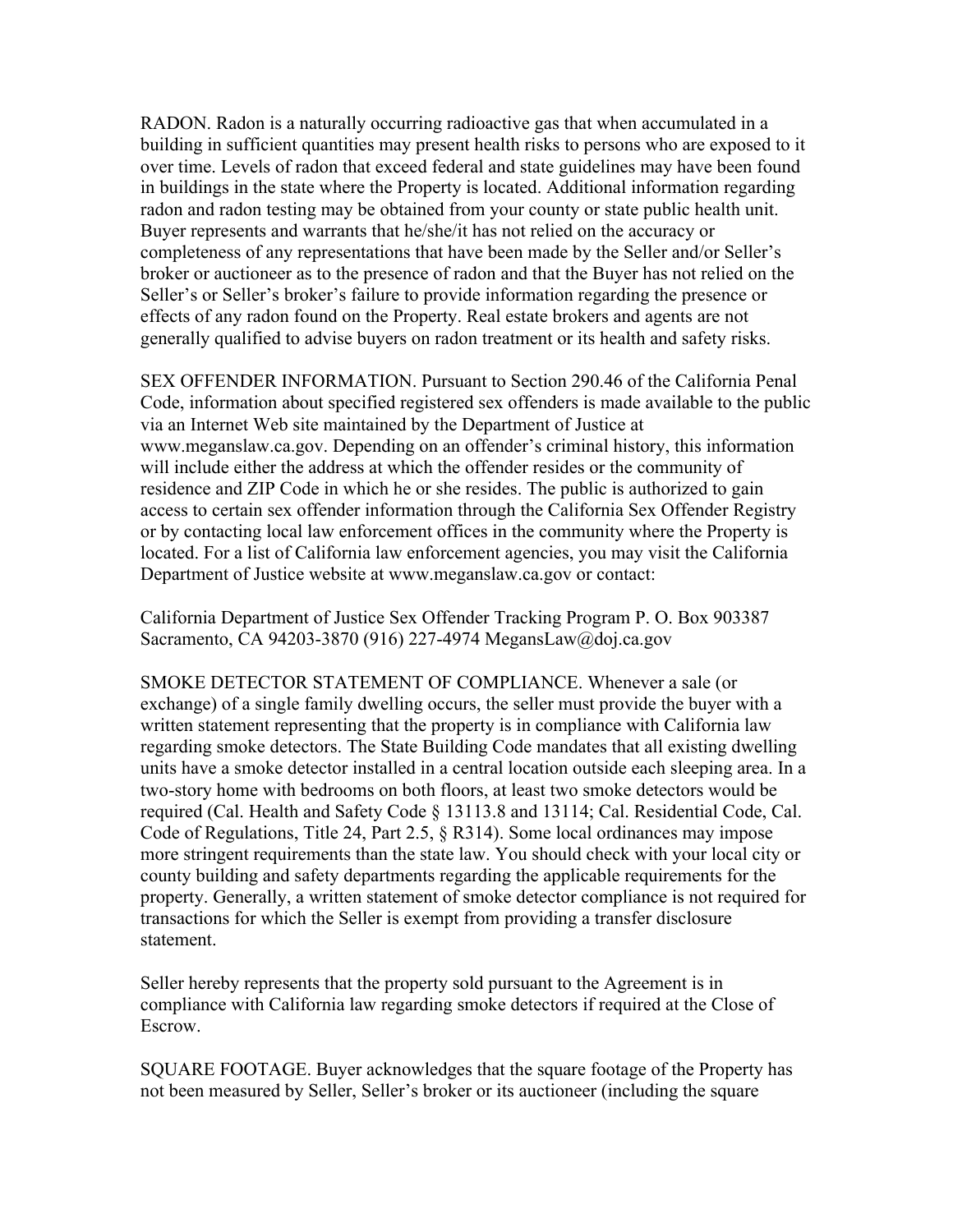RADON. Radon is a naturally occurring radioactive gas that when accumulated in a building in sufficient quantities may present health risks to persons who are exposed to it over time. Levels of radon that exceed federal and state guidelines may have been found in buildings in the state where the Property is located. Additional information regarding radon and radon testing may be obtained from your county or state public health unit. Buyer represents and warrants that he/she/it has not relied on the accuracy or completeness of any representations that have been made by the Seller and/or Seller's broker or auctioneer as to the presence of radon and that the Buyer has not relied on the Seller's or Seller's broker's failure to provide information regarding the presence or effects of any radon found on the Property. Real estate brokers and agents are not generally qualified to advise buyers on radon treatment or its health and safety risks.

SEX OFFENDER INFORMATION. Pursuant to Section 290.46 of the California Penal Code, information about specified registered sex offenders is made available to the public via an Internet Web site maintained by the Department of Justice at www.meganslaw.ca.gov. Depending on an offender's criminal history, this information will include either the address at which the offender resides or the community of residence and ZIP Code in which he or she resides. The public is authorized to gain access to certain sex offender information through the California Sex Offender Registry or by contacting local law enforcement offices in the community where the Property is located. For a list of California law enforcement agencies, you may visit the California Department of Justice website at www.meganslaw.ca.gov or contact:

California Department of Justice Sex Offender Tracking Program P. O. Box 903387 Sacramento, CA 94203-3870 (916) 227-4974 MegansLaw@doj.ca.gov

SMOKE DETECTOR STATEMENT OF COMPLIANCE. Whenever a sale (or exchange) of a single family dwelling occurs, the seller must provide the buyer with a written statement representing that the property is in compliance with California law regarding smoke detectors. The State Building Code mandates that all existing dwelling units have a smoke detector installed in a central location outside each sleeping area. In a two-story home with bedrooms on both floors, at least two smoke detectors would be required (Cal. Health and Safety Code § 13113.8 and 13114; Cal. Residential Code, Cal. Code of Regulations, Title 24, Part 2.5, § R314). Some local ordinances may impose more stringent requirements than the state law. You should check with your local city or county building and safety departments regarding the applicable requirements for the property. Generally, a written statement of smoke detector compliance is not required for transactions for which the Seller is exempt from providing a transfer disclosure statement.

Seller hereby represents that the property sold pursuant to the Agreement is in compliance with California law regarding smoke detectors if required at the Close of Escrow.

SQUARE FOOTAGE. Buyer acknowledges that the square footage of the Property has not been measured by Seller, Seller's broker or its auctioneer (including the square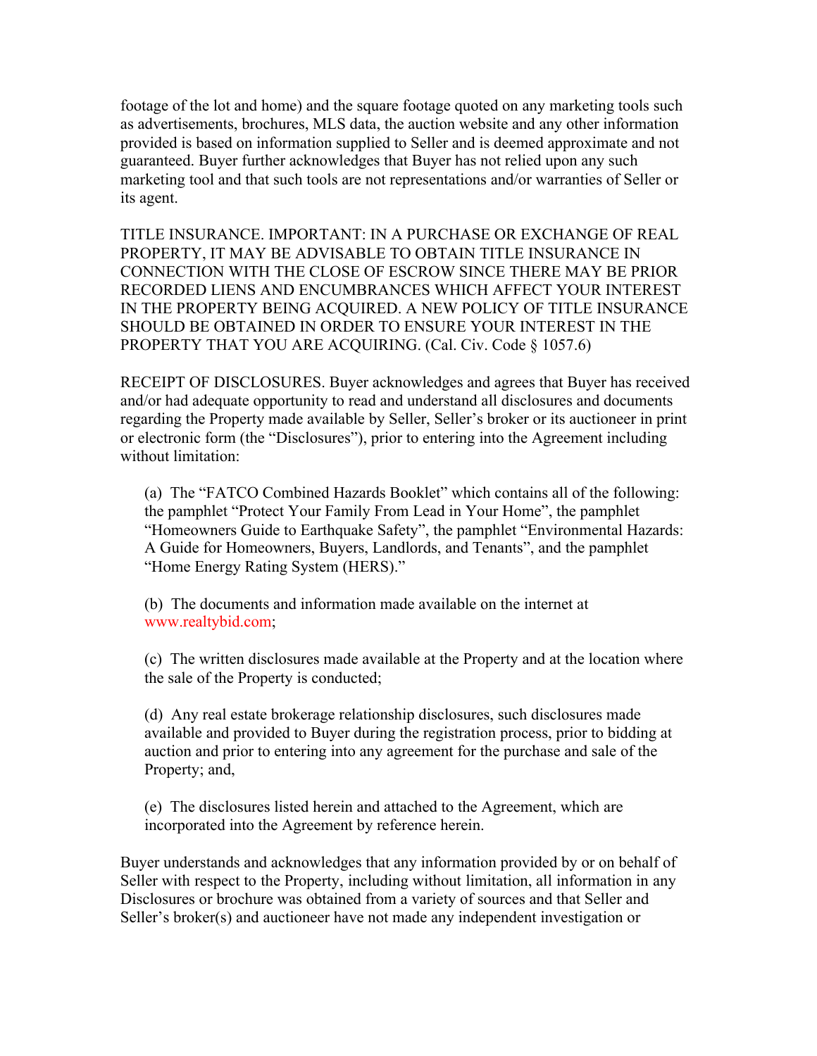footage of the lot and home) and the square footage quoted on any marketing tools such as advertisements, brochures, MLS data, the auction website and any other information provided is based on information supplied to Seller and is deemed approximate and not guaranteed. Buyer further acknowledges that Buyer has not relied upon any such marketing tool and that such tools are not representations and/or warranties of Seller or its agent.

TITLE INSURANCE. IMPORTANT: IN A PURCHASE OR EXCHANGE OF REAL PROPERTY, IT MAY BE ADVISABLE TO OBTAIN TITLE INSURANCE IN CONNECTION WITH THE CLOSE OF ESCROW SINCE THERE MAY BE PRIOR RECORDED LIENS AND ENCUMBRANCES WHICH AFFECT YOUR INTEREST IN THE PROPERTY BEING ACQUIRED. A NEW POLICY OF TITLE INSURANCE SHOULD BE OBTAINED IN ORDER TO ENSURE YOUR INTEREST IN THE PROPERTY THAT YOU ARE ACQUIRING. (Cal. Civ. Code § 1057.6)

RECEIPT OF DISCLOSURES. Buyer acknowledges and agrees that Buyer has received and/or had adequate opportunity to read and understand all disclosures and documents regarding the Property made available by Seller, Seller's broker or its auctioneer in print or electronic form (the "Disclosures"), prior to entering into the Agreement including without limitation:

(a) The "FATCO Combined Hazards Booklet" which contains all of the following: the pamphlet "Protect Your Family From Lead in Your Home", the pamphlet "Homeowners Guide to Earthquake Safety", the pamphlet "Environmental Hazards: A Guide for Homeowners, Buyers, Landlords, and Tenants", and the pamphlet "Home Energy Rating System (HERS)."

(b) The documents and information made available on the internet at www.realtybid.com;

(c) The written disclosures made available at the Property and at the location where the sale of the Property is conducted;

(d) Any real estate brokerage relationship disclosures, such disclosures made available and provided to Buyer during the registration process, prior to bidding at auction and prior to entering into any agreement for the purchase and sale of the Property; and,

(e) The disclosures listed herein and attached to the Agreement, which are incorporated into the Agreement by reference herein.

Buyer understands and acknowledges that any information provided by or on behalf of Seller with respect to the Property, including without limitation, all information in any Disclosures or brochure was obtained from a variety of sources and that Seller and Seller's broker(s) and auctioneer have not made any independent investigation or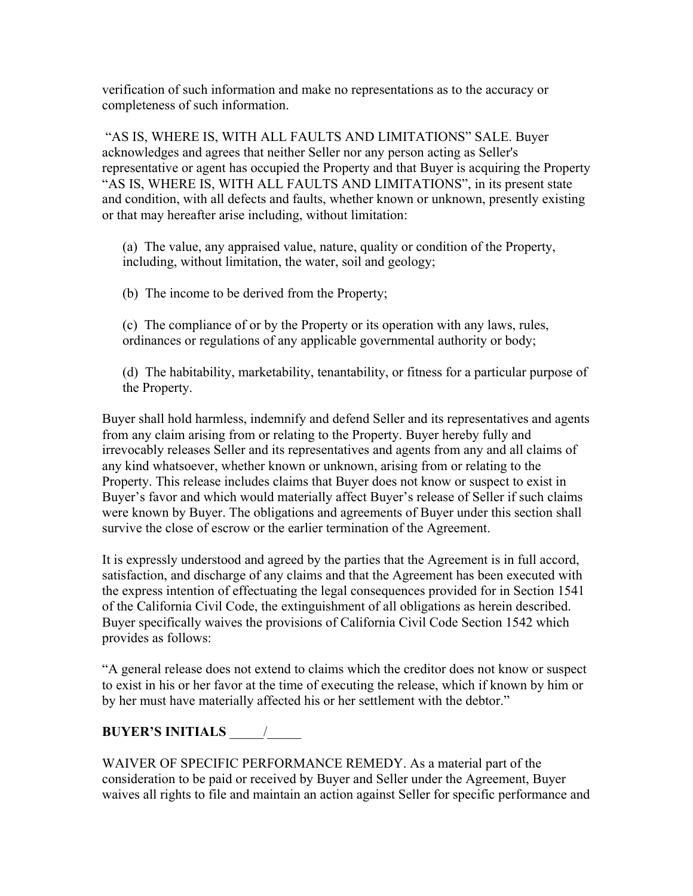verification of such information and make no representations as to the accuracy or completeness of such information.

"AS IS, WHERE IS, WITH ALL FAULTS AND LIMITATIONS" SALE. Buyer acknowledges and agrees that neither Seller nor any person acting as Seller's representative or agent has occupied the Property and that Buyer is acquiring the Property "AS IS, WHERE IS, WITH ALL FAULTS AND LIMITATIONS", in its present state and condition, with all defects and faults, whether known or unknown, presently existing or that may hereafter arise including, without limitation:

(a) The value, any appraised value, nature, quality or condition of the Property, including, without limitation, the water, soil and geology;

(b) The income to be derived from the Property;

(c) The compliance of or by the Property or its operation with any laws, rules, ordinances or regulations of any applicable governmental authority or body;

(d) The habitability, marketability, tenantability, or fitness for a particular purpose of the Property.

Buyer shall hold harmless, indemnify and defend Seller and its representatives and agents from any claim arising from or relating to the Property. Buyer hereby fully and irrevocably releases Seller and its representatives and agents from any and all claims of any kind whatsoever, whether known or unknown, arising from or relating to the Property. This release includes claims that Buyer does not know or suspect to exist in Buyer's favor and which would materially affect Buyer's release of Seller if such claims were known by Buyer. The obligations and agreements of Buyer under this section shall survive the close of escrow or the earlier termination of the Agreement.

It is expressly understood and agreed by the parties that the Agreement is in full accord, satisfaction, and discharge of any claims and that the Agreement has been executed with the express intention of effectuating the legal consequences provided for in Section 1541 of the California Civil Code, the extinguishment of all obligations as herein described. Buyer specifically waives the provisions of California Civil Code Section 1542 which provides as follows:

"A general release does not extend to claims which the creditor does not know or suspect to exist in his or her favor at the time of executing the release, which if known by him or by her must have materially affected his or her settlement with the debtor."

**BUYER'S INITIALS _____/_____**

WAIVER OF SPECIFIC PERFORMANCE REMEDY. As a material part of the consideration to be paid or received by Buyer and Seller under the Agreement, Buyer waives all rights to file and maintain an action against Seller for specific performance and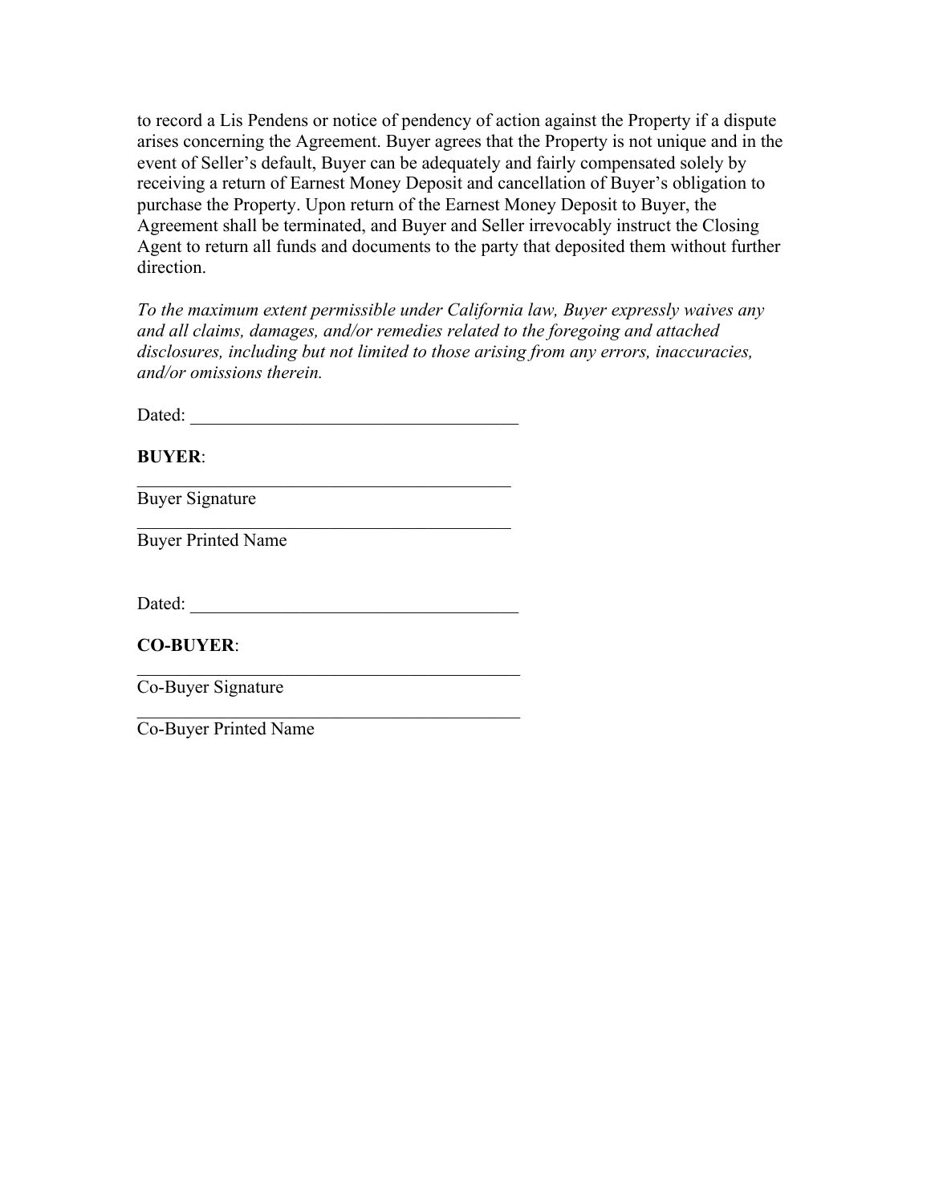to record a Lis Pendens or notice of pendency of action against the Property if a dispute arises concerning the Agreement. Buyer agrees that the Property is not unique and in the event of Seller's default, Buyer can be adequately and fairly compensated solely by receiving a return of Earnest Money Deposit and cancellation of Buyer's obligation to purchase the Property. Upon return of the Earnest Money Deposit to Buyer, the Agreement shall be terminated, and Buyer and Seller irrevocably instruct the Closing Agent to return all funds and documents to the party that deposited them without further direction.

*To the maximum extent permissible under California law, Buyer expressly waives any and all claims, damages, and/or remedies related to the foregoing and attached disclosures, including but not limited to those arising from any errors, inaccuracies, and/or omissions therein.*

Dated: ____________________________________

**BUYER**:

____________________________________________
Buyer Signature

____________________________________________
Buyer Printed Name

Dated: ____________________________________

**CO-BUYER**:

____________________________________________
Co-Buyer Signature

____________________________________________
Co-Buyer Printed Name